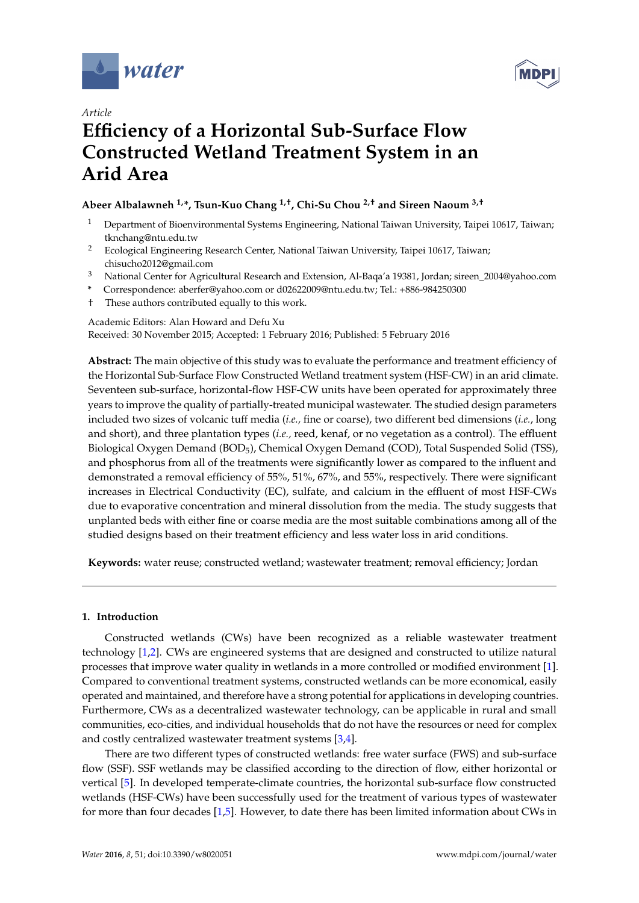*water*

MDPI

*Article*

# Efficiency of a Horizontal Sub-Surface Flow Constructed Wetland Treatment System in an Arid Area

**Abeer Albalawneh [1,*], Tsun-Kuo Chang [1,†], Chi-Su Chou [2,†] and Sireen Naoum [3,†]**

[1] Department of Bioenvironmental Systems Engineering, National Taiwan University, Taipei 10617, Taiwan; tknchang@ntu.edu.tw

[2] Ecological Engineering Research Center, National Taiwan University, Taipei 10617, Taiwan; chisucho2012@gmail.com

[3] National Center for Agricultural Research and Extension, Al-Baqa'a 19381, Jordan; sireen_2004@yahoo.com

\* Correspondence: aberfer@yahoo.com or d02622009@ntu.edu.tw; Tel.: +886-984250300

† These authors contributed equally to this work.

Academic Editors: Alan Howard and Defu Xu

Received: 30 November 2015; Accepted: 1 February 2016; Published: 5 February 2016

**Abstract:** The main objective of this study was to evaluate the performance and treatment efficiency of the Horizontal Sub-Surface Flow Constructed Wetland treatment system (HSF-CW) in an arid climate. Seventeen sub-surface, horizontal-flow HSF-CW units have been operated for approximately three years to improve the quality of partially-treated municipal wastewater. The studied design parameters included two sizes of volcanic tuff media (*i.e.,* fine or coarse), two different bed dimensions (*i.e.*, long and short), and three plantation types (*i.e.*, reed, kenaf, or no vegetation as a control). The effluent Biological Oxygen Demand ($BOD_5$), Chemical Oxygen Demand (COD), Total Suspended Solid (TSS), and phosphorus from all of the treatments were significantly lower as compared to the influent and demonstrated a removal efficiency of 55%, 51%, 67%, and 55%, respectively. There were significant increases in Electrical Conductivity (EC), sulfate, and calcium in the effluent of most HSF-CWs due to evaporative concentration and mineral dissolution from the media. The study suggests that unplanted beds with either fine or coarse media are the most suitable combinations among all of the studied designs based on their treatment efficiency and less water loss in arid conditions.

**Keywords:** water reuse; constructed wetland; wastewater treatment; removal efficiency; Jordan

## 1. Introduction

Constructed wetlands (CWs) have been recognized as a reliable wastewater treatment technology [1,2]. CWs are engineered systems that are designed and constructed to utilize natural processes that improve water quality in wetlands in a more controlled or modified environment [1]. Compared to conventional treatment systems, constructed wetlands can be more economical, easily operated and maintained, and therefore have a strong potential for applications in developing countries. Furthermore, CWs as a decentralized wastewater technology, can be applicable in rural and small communities, eco-cities, and individual households that do not have the resources or need for complex and costly centralized wastewater treatment systems [3,4].

There are two different types of constructed wetlands: free water surface (FWS) and sub-surface flow (SSF). SSF wetlands may be classified according to the direction of flow, either horizontal or vertical [5]. In developed temperate-climate countries, the horizontal sub-surface flow constructed wetlands (HSF-CWs) have been successfully used for the treatment of various types of wastewater for more than four decades [1,5]. However, to date there has been limited information about CWs in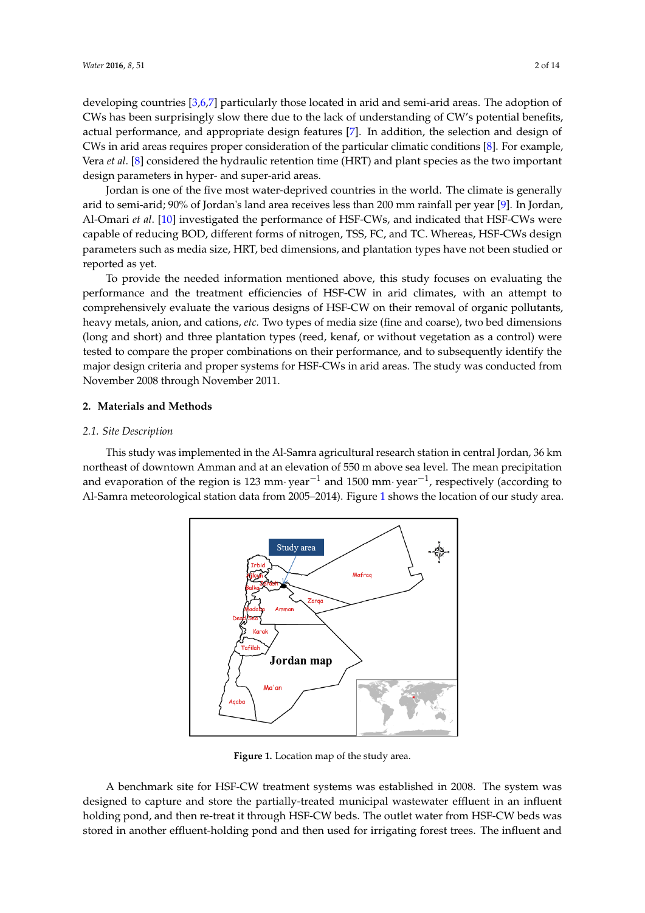developing countries [3,6,7] particularly those located in arid and semi-arid areas. The adoption of CWs has been surprisingly slow there due to the lack of understanding of CW's potential benefits, actual performance, and appropriate design features [7]. In addition, the selection and design of CWs in arid areas requires proper consideration of the particular climatic conditions [8]. For example, Vera *et al*. [8] considered the hydraulic retention time (HRT) and plant species as the two important design parameters in hyper- and super-arid areas.

Jordan is one of the five most water-deprived countries in the world. The climate is generally arid to semi-arid; 90% of Jordan's land area receives less than 200 mm rainfall per year [9]. In Jordan, Al-Omari *et al*. [10] investigated the performance of HSF-CWs, and indicated that HSF-CWs were capable of reducing BOD, different forms of nitrogen, TSS, FC, and TC. Whereas, HSF-CWs design parameters such as media size, HRT, bed dimensions, and plantation types have not been studied or reported as yet.

To provide the needed information mentioned above, this study focuses on evaluating the performance and the treatment efficiencies of HSF-CW in arid climates, with an attempt to comprehensively evaluate the various designs of HSF-CW on their removal of organic pollutants, heavy metals, anion, and cations, *etc.* Two types of media size (fine and coarse), two bed dimensions (long and short) and three plantation types (reed, kenaf, or without vegetation as a control) were tested to compare the proper combinations on their performance, and to subsequently identify the major design criteria and proper systems for HSF-CWs in arid areas. The study was conducted from November 2008 through November 2011.

## 2. Materials and Methods

### 2.1. Site Description

This study was implemented in the Al-Samra agricultural research station in central Jordan, 36 km northeast of downtown Amman and at an elevation of 550 m above sea level. The mean precipitation and evaporation of the region is 123 mm· year$^{-1}$ and 1500 mm· year$^{-1}$, respectively (according to Al-Samra meteorological station data from 2005–2014). Figure 1 shows the location of our study area.

**Figure 1.** Location map of the study area.

A benchmark site for HSF-CW treatment systems was established in 2008. The system was designed to capture and store the partially-treated municipal wastewater effluent in an influent holding pond, and then re-treat it through HSF-CW beds. The outlet water from HSF-CW beds was stored in another effluent-holding pond and then used for irrigating forest trees. The influent and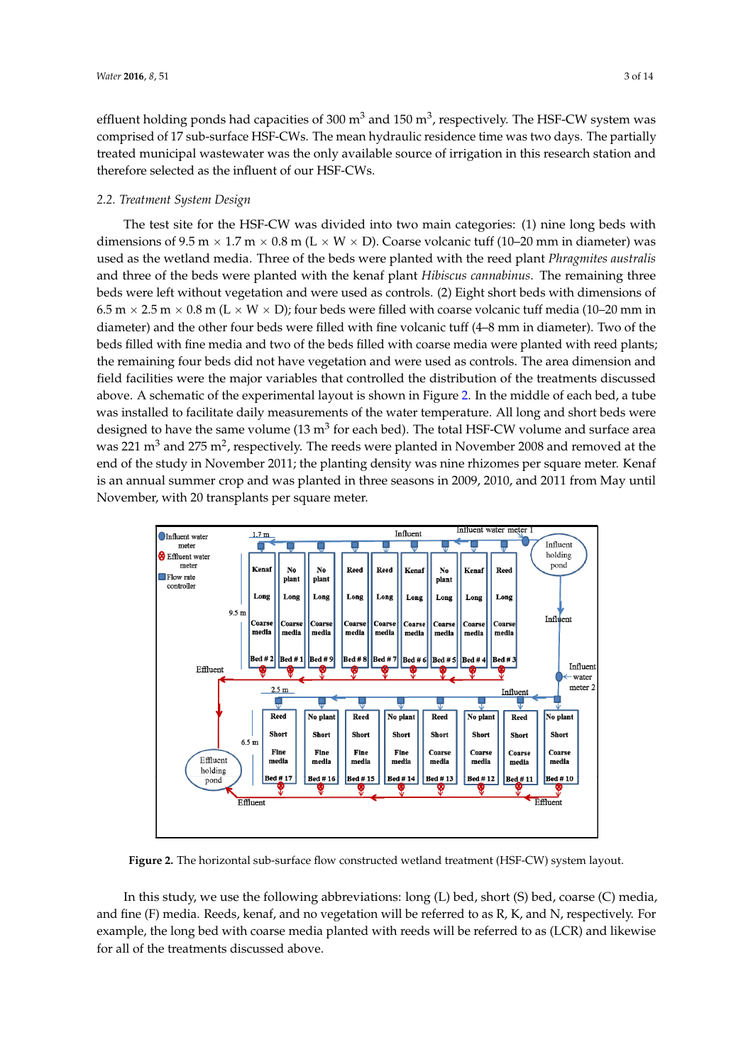effluent holding ponds had capacities of 300 $m^3$ and 150 $m^3$, respectively. The HSF-CW system was comprised of 17 sub-surface HSF-CWs. The mean hydraulic residence time was two days. The partially treated municipal wastewater was the only available source of irrigation in this research station and therefore selected as the influent of our HSF-CWs.

### 2.2. Treatment System Design

The test site for the HSF-CW was divided into two main categories: (1) nine long beds with dimensions of 9.5 m × 1.7 m × 0.8 m (L × W × D). Coarse volcanic tuff (10–20 mm in diameter) was used as the wetland media. Three of the beds were planted with the reed plant *Phragmites australis* and three of the beds were planted with the kenaf plant *Hibiscus cannabinus*. The remaining three beds were left without vegetation and were used as controls. (2) Eight short beds with dimensions of 6.5 m × 2.5 m × 0.8 m (L × W × D); four beds were filled with coarse volcanic tuff media (10–20 mm in diameter) and the other four beds were filled with fine volcanic tuff (4–8 mm in diameter). Two of the beds filled with fine media and two of the beds filled with coarse media were planted with reed plants; the remaining four beds did not have vegetation and were used as controls. The area dimension and field facilities were the major variables that controlled the distribution of the treatments discussed above. A schematic of the experimental layout is shown in Figure 2. In the middle of each bed, a tube was installed to facilitate daily measurements of the water temperature. All long and short beds were designed to have the same volume (13 $m^3$ for each bed). The total HSF-CW volume and surface area was 221 $m^3$ and 275 $m^2$, respectively. The reeds were planted in November 2008 and removed at the end of the study in November 2011; the planting density was nine rhizomes per square meter. Kenaf is an annual summer crop and was planted in three seasons in 2009, 2010, and 2011 from May until November, with 20 transplants per square meter.

**Figure 2.** The horizontal sub-surface flow constructed wetland treatment (HSF-CW) system layout.

In this study, we use the following abbreviations: long (L) bed, short (S) bed, coarse (C) media, and fine (F) media. Reeds, kenaf, and no vegetation will be referred to as R, K, and N, respectively. For example, the long bed with coarse media planted with reeds will be referred to as (LCR) and likewise for all of the treatments discussed above.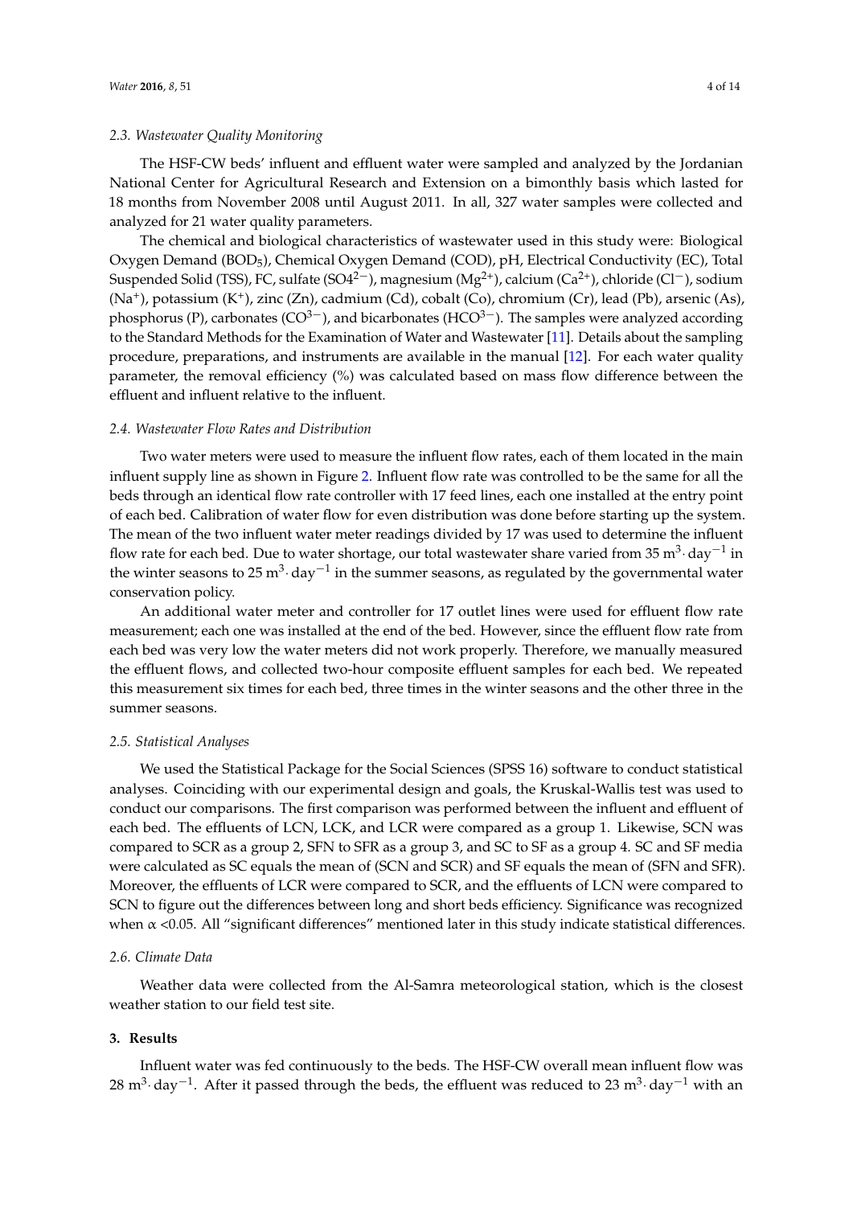### 2.3. Wastewater Quality Monitoring

The HSF-CW beds' influent and effluent water were sampled and analyzed by the Jordanian National Center for Agricultural Research and Extension on a bimonthly basis which lasted for 18 months from November 2008 until August 2011. In all, 327 water samples were collected and analyzed for 21 water quality parameters.

The chemical and biological characteristics of wastewater used in this study were: Biological Oxygen Demand ($BOD_5$), Chemical Oxygen Demand (COD), pH, Electrical Conductivity (EC), Total Suspended Solid (TSS), FC, sulfate ($SO4^{2-}$), magnesium ($Mg^{2+}$), calcium ($Ca^{2+}$), chloride ($Cl^{-}$), sodium ($Na^{+}$), potassium ($K^{+}$), zinc (Zn), cadmium (Cd), cobalt (Co), chromium (Cr), lead (Pb), arsenic (As), phosphorus (P), carbonates ($CO^{3-}$), and bicarbonates ($HCO^{3-}$). The samples were analyzed according to the Standard Methods for the Examination of Water and Wastewater [11]. Details about the sampling procedure, preparations, and instruments are available in the manual [12]. For each water quality parameter, the removal efficiency (%) was calculated based on mass flow difference between the effluent and influent relative to the influent.

### 2.4. Wastewater Flow Rates and Distribution

Two water meters were used to measure the influent flow rates, each of them located in the main influent supply line as shown in Figure 2. Influent flow rate was controlled to be the same for all the beds through an identical flow rate controller with 17 feed lines, each one installed at the entry point of each bed. Calibration of water flow for even distribution was done before starting up the system. The mean of the two influent water meter readings divided by 17 was used to determine the influent flow rate for each bed. Due to water shortage, our total wastewater share varied from 35 $m^3 \cdot day^{-1}$ in the winter seasons to 25 $m^3 \cdot day^{-1}$ in the summer seasons, as regulated by the governmental water conservation policy.

An additional water meter and controller for 17 outlet lines were used for effluent flow rate measurement; each one was installed at the end of the bed. However, since the effluent flow rate from each bed was very low the water meters did not work properly. Therefore, we manually measured the effluent flows, and collected two-hour composite effluent samples for each bed. We repeated this measurement six times for each bed, three times in the winter seasons and the other three in the summer seasons.

### 2.5. Statistical Analyses

We used the Statistical Package for the Social Sciences (SPSS 16) software to conduct statistical analyses. Coinciding with our experimental design and goals, the Kruskal-Wallis test was used to conduct our comparisons. The first comparison was performed between the influent and effluent of each bed. The effluents of LCN, LCK, and LCR were compared as a group 1. Likewise, SCN was compared to SCR as a group 2, SFN to SFR as a group 3, and SC to SF as a group 4. SC and SF media were calculated as SC equals the mean of (SCN and SCR) and SF equals the mean of (SFN and SFR). Moreover, the effluents of LCR were compared to SCR, and the effluents of LCN were compared to SCN to figure out the differences between long and short beds efficiency. Significance was recognized when $\alpha < 0.05$. All "significant differences" mentioned later in this study indicate statistical differences.

### 2.6. Climate Data

Weather data were collected from the Al-Samra meteorological station, which is the closest weather station to our field test site.

## 3. Results

Influent water was fed continuously to the beds. The HSF-CW overall mean influent flow was 28 $m^3 \cdot day^{-1}$. After it passed through the beds, the effluent was reduced to 23 $m^3 \cdot day^{-1}$ with an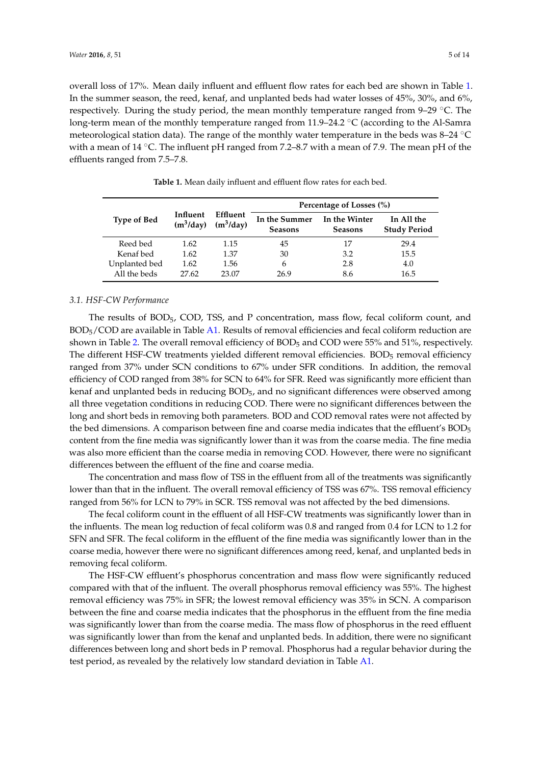overall loss of 17%. Mean daily influent and effluent flow rates for each bed are shown in Table 1. In the summer season, the reed, kenaf, and unplanted beds had water losses of 45%, 30%, and 6%, respectively. During the study period, the mean monthly temperature ranged from 9–29 °C. The long-term mean of the monthly temperature ranged from 11.9–24.2 °C (according to the Al-Samra meteorological station data). The range of the monthly water temperature in the beds was 8–24 °C with a mean of 14 °C. The influent pH ranged from 7.2–8.7 with a mean of 7.9. The mean pH of the effluents ranged from 7.5–7.8.

**Table 1.** Mean daily influent and effluent flow rates for each bed.

| Type of Bed | Influent ($m^3$/day) | Effluent ($m^3$/day) | Percentage of Losses (%) | | |
|---|---|---|---|---|---|
| | | | In the Summer Seasons | In the Winter Seasons | In All the Study Period |
| Reed bed | 1.62 | 1.15 | 45 | 17 | 29.4 |
| Kenaf bed | 1.62 | 1.37 | 30 | 3.2 | 15.5 |
| Unplanted bed | 1.62 | 1.56 | 6 | 2.8 | 4.0 |
| All the beds | 27.62 | 23.07 | 26.9 | 8.6 | 16.5 |

### 3.1. HSF-CW Performance

The results of $BOD_5$, COD, TSS, and P concentration, mass flow, fecal coliform count, and $BOD_5$/COD are available in Table A1. Results of removal efficiencies and fecal coliform reduction are shown in Table 2. The overall removal efficiency of $BOD_5$ and COD were 55% and 51%, respectively. The different HSF-CW treatments yielded different removal efficiencies. $BOD_5$ removal efficiency ranged from 37% under SCN conditions to 67% under SFR conditions. In addition, the removal efficiency of COD ranged from 38% for SCN to 64% for SFR. Reed was significantly more efficient than kenaf and unplanted beds in reducing $BOD_5$, and no significant differences were observed among all three vegetation conditions in reducing COD. There were no significant differences between the long and short beds in removing both parameters. BOD and COD removal rates were not affected by the bed dimensions. A comparison between fine and coarse media indicates that the effluent's $BOD_5$ content from the fine media was significantly lower than it was from the coarse media. The fine media was also more efficient than the coarse media in removing COD. However, there were no significant differences between the effluent of the fine and coarse media.

The concentration and mass flow of TSS in the effluent from all of the treatments was significantly lower than that in the influent. The overall removal efficiency of TSS was 67%. TSS removal efficiency ranged from 56% for LCN to 79% in SCR. TSS removal was not affected by the bed dimensions.

The fecal coliform count in the effluent of all HSF-CW treatments was significantly lower than in the influents. The mean log reduction of fecal coliform was 0.8 and ranged from 0.4 for LCN to 1.2 for SFN and SFR. The fecal coliform in the effluent of the fine media was significantly lower than in the coarse media, however there were no significant differences among reed, kenaf, and unplanted beds in removing fecal coliform.

The HSF-CW effluent's phosphorus concentration and mass flow were significantly reduced compared with that of the influent. The overall phosphorus removal efficiency was 55%. The highest removal efficiency was 75% in SFR; the lowest removal efficiency was 35% in SCN. A comparison between the fine and coarse media indicates that the phosphorus in the effluent from the fine media was significantly lower than from the coarse media. The mass flow of phosphorus in the reed effluent was significantly lower than from the kenaf and unplanted beds. In addition, there were no significant differences between long and short beds in P removal. Phosphorus had a regular behavior during the test period, as revealed by the relatively low standard deviation in Table A1.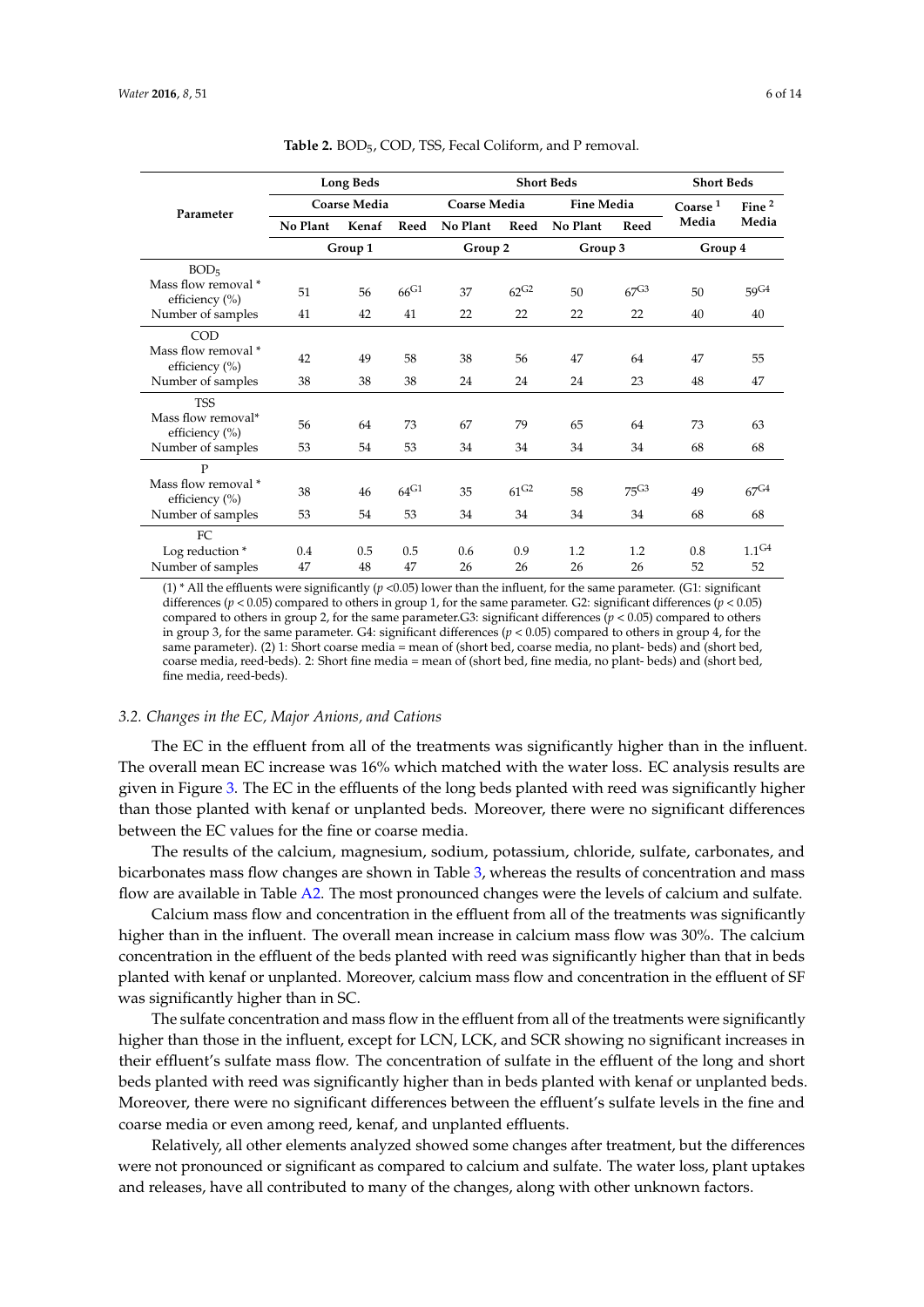**Table 2.** $BOD_5$, COD, TSS, Fecal Coliform, and P removal.

| Parameter | Long Beds | | | Short Beds | | | | Short Beds | |
|---|---|---|---|---|---|---|---|---|---|
| | Coarse Media | | | Coarse Media | | Fine Media | | Coarse [1] Media | Fine [2] Media |
| | No Plant | Kenaf | Reed | No Plant | Reed | No Plant | Reed | | |
| | Group 1 | | | Group 2 | | Group 3 | | Group 4 | |
| $BOD_5$ | | | | | | | | | |
| Mass flow removal * efficiency (%) | 51 | 56 | $66^{G1}$ | 37 | $62^{G2}$ | 50 | $67^{G3}$ | 50 | $59^{G4}$ |
| Number of samples | 41 | 42 | 41 | 22 | 22 | 22 | 22 | 40 | 40 |
| COD | | | | | | | | | |
| Mass flow removal * efficiency (%) | 42 | 49 | 58 | 38 | 56 | 47 | 64 | 47 | 55 |
| Number of samples | 38 | 38 | 38 | 24 | 24 | 24 | 23 | 48 | 47 |
| TSS | | | | | | | | | |
| Mass flow removal* efficiency (%) | 56 | 64 | 73 | 67 | 79 | 65 | 64 | 73 | 63 |
| Number of samples | 53 | 54 | 53 | 34 | 34 | 34 | 34 | 68 | 68 |
| P | | | | | | | | | |
| Mass flow removal * efficiency (%) | 38 | 46 | $64^{G1}$ | 35 | $61^{G2}$ | 58 | $75^{G3}$ | 49 | $67^{G4}$ |
| Number of samples | 53 | 54 | 53 | 34 | 34 | 34 | 34 | 68 | 68 |
| FC | | | | | | | | | |
| Log reduction * | 0.4 | 0.5 | 0.5 | 0.6 | 0.9 | 1.2 | 1.2 | 0.8 | $1.1^{G4}$ |
| Number of samples | 47 | 48 | 47 | 26 | 26 | 26 | 26 | 52 | 52 |

(1) * All the effluents were significantly ($p$ <0.05) lower than the influent, for the same parameter. (G1: significant differences ($p$ < 0.05) compared to others in group 1, for the same parameter. G2: significant differences ($p$ < 0.05) compared to others in group 2, for the same parameter.G3: significant differences ($p$ < 0.05) compared to others in group 3, for the same parameter. G4: significant differences ($p$ < 0.05) compared to others in group 4, for the same parameter). (2) 1: Short coarse media = mean of (short bed, coarse media, no plant- beds) and (short bed, coarse media, reed-beds). 2: Short fine media = mean of (short bed, fine media, no plant- beds) and (short bed, fine media, reed-beds).

### 3.2. Changes in the EC, Major Anions, and Cations

The EC in the effluent from all of the treatments was significantly higher than in the influent. The overall mean EC increase was 16% which matched with the water loss. EC analysis results are given in Figure 3. The EC in the effluents of the long beds planted with reed was significantly higher than those planted with kenaf or unplanted beds. Moreover, there were no significant differences between the EC values for the fine or coarse media.

The results of the calcium, magnesium, sodium, potassium, chloride, sulfate, carbonates, and bicarbonates mass flow changes are shown in Table 3, whereas the results of concentration and mass flow are available in Table A2. The most pronounced changes were the levels of calcium and sulfate.

Calcium mass flow and concentration in the effluent from all of the treatments was significantly higher than in the influent. The overall mean increase in calcium mass flow was 30%. The calcium concentration in the effluent of the beds planted with reed was significantly higher than that in beds planted with kenaf or unplanted. Moreover, calcium mass flow and concentration in the effluent of SF was significantly higher than in SC.

The sulfate concentration and mass flow in the effluent from all of the treatments were significantly higher than those in the influent, except for LCN, LCK, and SCR showing no significant increases in their effluent's sulfate mass flow. The concentration of sulfate in the effluent of the long and short beds planted with reed was significantly higher than in beds planted with kenaf or unplanted beds. Moreover, there were no significant differences between the effluent's sulfate levels in the fine and coarse media or even among reed, kenaf, and unplanted effluents.

Relatively, all other elements analyzed showed some changes after treatment, but the differences were not pronounced or significant as compared to calcium and sulfate. The water loss, plant uptakes and releases, have all contributed to many of the changes, along with other unknown factors.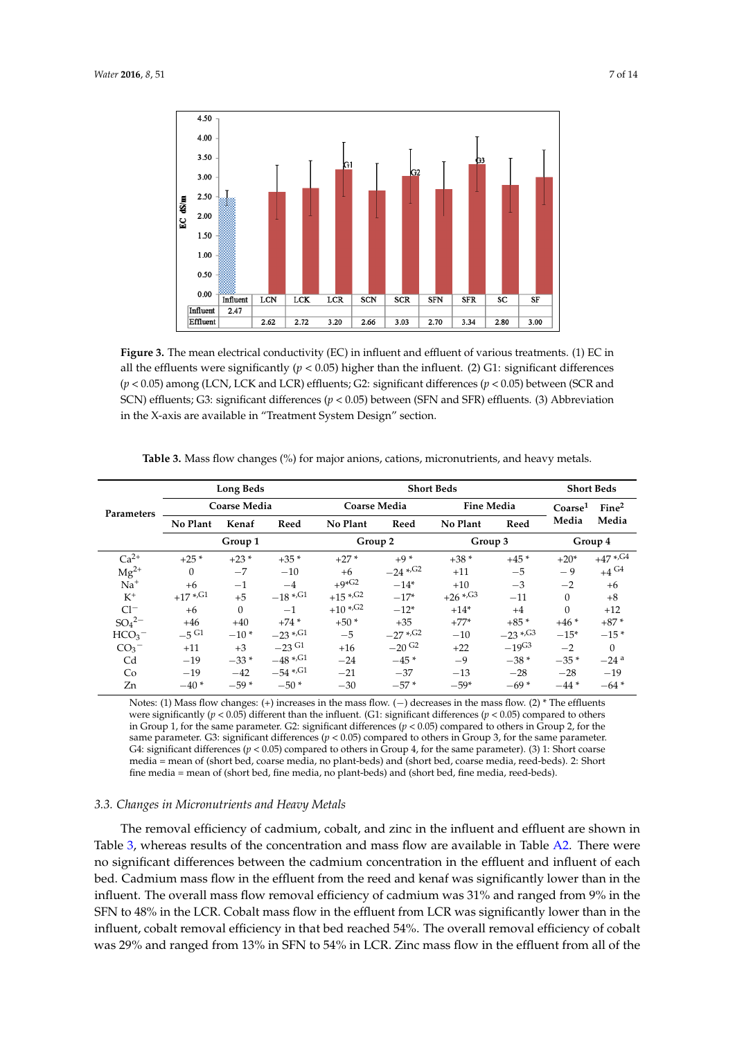| | Influent | LCN | LCK | LCR | SCN | SCR | SFN | SFR | SC | SF |
|---|---|---|---|---|---|---|---|---|---|---|
| Influent | 2.47 | | | | | | | | | |
| Effluent | | 2.62 | 2.72 | 3.20 | 2.66 | 3.03 | 2.70 | 3.34 | 2.80 | 3.00 |

**Figure 3.** The mean electrical conductivity (EC) in influent and effluent of various treatments. (1) EC in all the effluents were significantly ($p < 0.05$) higher than the influent. (2) G1: significant differences ($p < 0.05$) among (LCN, LCK and LCR) effluents; G2: significant differences ($p < 0.05$) between (SCR and SCN) effluents; G3: significant differences ($p < 0.05$) between (SFN and SFR) effluents. (3) Abbreviation in the X-axis are available in "Treatment System Design" section.

**Table 3.** Mass flow changes (%) for major anions, cations, micronutrients, and heavy metals.

| Parameters | Long Beds | | | Short Beds | | | | Short Beds | |
|---|---|---|---|---|---|---|---|---|---|
| | Coarse Media | | | Coarse Media | | Fine Media | | Coarse[1] Media | Fine[2] Media |
| | No Plant | Kenaf | Reed | No Plant | Reed | No Plant | Reed | | |
| | Group 1 | | | Group 2 | | Group 3 | | Group 4 | |
| $Ca^{2+}$ | +25 * | +23 * | +35 * | +27 * | +9 * | +38 * | +45 * | +20* | +47 *,G4 |
| $Mg^{2+}$ | 0 | −7 | −10 | +6 | −24 *,G2 | +11 | −5 | −9 | +4 G4 |
| $Na^{+}$ | +6 | −1 | −4 | +9*G2 | −14* | +10 | −3 | −2 | +6 |
| $K^{+}$ | +17 *,G1 | +5 | −18 *,G1 | +15 *,G2 | −17* | +26 *,G3 | −11 | 0 | +8 |
| $Cl^{-}$ | +6 | 0 | −1 | +10 *,G2 | −12* | +14* | +4 | 0 | +12 |
| $SO_4^{2-}$ | +46 | +40 | +74 * | +50 * | +35 | +77* | +85 * | +46 * | +87 * |
| $HCO_3^{-}$ | −5 G1 | −10 * | −23 *,G1 | −5 | −27 *,G2 | −10 | −23 *,G3 | −15* | −15 * |
| $CO_3^{-}$ | +11 | +3 | −23 G1 | +16 | −20 G2 | +22 | −19G3 | −2 | 0 |
| Cd | −19 | −33 * | −48 *,G1 | −24 | −45 * | −9 | −38 * | −35 * | −24 a |
| Co | −19 | −42 | −54 *,G1 | −21 | −37 | −13 | −28 | −28 | −19 |
| Zn | −40 * | −59 * | −50 * | −30 | −57 * | −59* | −69 * | −44 * | −64 * |

Notes: (1) Mass flow changes: (+) increases in the mass flow. (−) decreases in the mass flow. (2) * The effluents were significantly ($p < 0.05$) different than the influent. (G1: significant differences ($p < 0.05$) compared to others in Group 1, for the same parameter. G2: significant differences ($p < 0.05$) compared to others in Group 2, for the same parameter. G3: significant differences ($p < 0.05$) compared to others in Group 3, for the same parameter. G4: significant differences ($p < 0.05$) compared to others in Group 4, for the same parameter). (3) 1: Short coarse media = mean of (short bed, coarse media, no plant-beds) and (short bed, coarse media, reed-beds). 2: Short fine media = mean of (short bed, fine media, no plant-beds) and (short bed, fine media, reed-beds).

### 3.3. Changes in Micronutrients and Heavy Metals

The removal efficiency of cadmium, cobalt, and zinc in the influent and effluent are shown in Table 3, whereas results of the concentration and mass flow are available in Table A2. There were no significant differences between the cadmium concentration in the effluent and influent of each bed. Cadmium mass flow in the effluent from the reed and kenaf was significantly lower than in the influent. The overall mass flow removal efficiency of cadmium was 31% and ranged from 9% in the SFN to 48% in the LCR. Cobalt mass flow in the effluent from LCR was significantly lower than in the influent, cobalt removal efficiency in that bed reached 54%. The overall removal efficiency of cobalt was 29% and ranged from 13% in SFN to 54% in LCR. Zinc mass flow in the effluent from all of the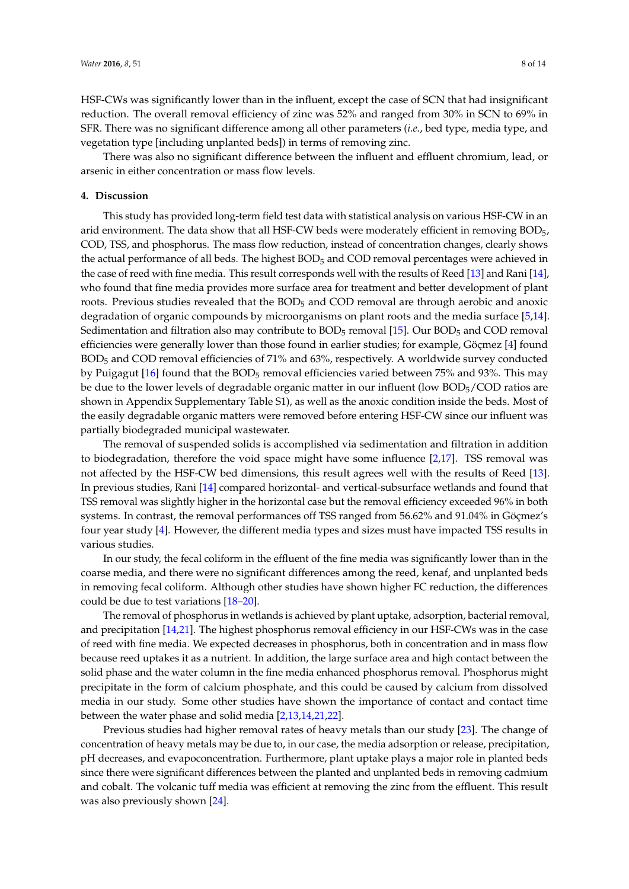HSF-CWs was significantly lower than in the influent, except the case of SCN that had insignificant reduction. The overall removal efficiency of zinc was 52% and ranged from 30% in SCN to 69% in SFR. There was no significant difference among all other parameters (*i.e.*, bed type, media type, and vegetation type [including unplanted beds]) in terms of removing zinc.

There was also no significant difference between the influent and effluent chromium, lead, or arsenic in either concentration or mass flow levels.

## 4. Discussion

This study has provided long-term field test data with statistical analysis on various HSF-CW in an arid environment. The data show that all HSF-CW beds were moderately efficient in removing $BOD_5$, COD, TSS, and phosphorus. The mass flow reduction, instead of concentration changes, clearly shows the actual performance of all beds. The highest $BOD_5$ and COD removal percentages were achieved in the case of reed with fine media. This result corresponds well with the results of Reed [13] and Rani [14], who found that fine media provides more surface area for treatment and better development of plant roots. Previous studies revealed that the $BOD_5$ and COD removal are through aerobic and anoxic degradation of organic compounds by microorganisms on plant roots and the media surface [5,14]. Sedimentation and filtration also may contribute to $BOD_5$ removal [15]. Our $BOD_5$ and COD removal efficiencies were generally lower than those found in earlier studies; for example, Göçmez [4] found $BOD_5$ and COD removal efficiencies of 71% and 63%, respectively. A worldwide survey conducted by Puigagut [16] found that the $BOD_5$ removal efficiencies varied between 75% and 93%. This may be due to the lower levels of degradable organic matter in our influent (low $BOD_5$/COD ratios are shown in Appendix Supplementary Table S1), as well as the anoxic condition inside the beds. Most of the easily degradable organic matters were removed before entering HSF-CW since our influent was partially biodegraded municipal wastewater.

The removal of suspended solids is accomplished via sedimentation and filtration in addition to biodegradation, therefore the void space might have some influence [2,17]. TSS removal was not affected by the HSF-CW bed dimensions, this result agrees well with the results of Reed [13]. In previous studies, Rani [14] compared horizontal- and vertical-subsurface wetlands and found that TSS removal was slightly higher in the horizontal case but the removal efficiency exceeded 96% in both systems. In contrast, the removal performances off TSS ranged from 56.62% and 91.04% in Göçmez's four year study [4]. However, the different media types and sizes must have impacted TSS results in various studies.

In our study, the fecal coliform in the effluent of the fine media was significantly lower than in the coarse media, and there were no significant differences among the reed, kenaf, and unplanted beds in removing fecal coliform. Although other studies have shown higher FC reduction, the differences could be due to test variations [18–20].

The removal of phosphorus in wetlands is achieved by plant uptake, adsorption, bacterial removal, and precipitation [14,21]. The highest phosphorus removal efficiency in our HSF-CWs was in the case of reed with fine media. We expected decreases in phosphorus, both in concentration and in mass flow because reed uptakes it as a nutrient. In addition, the large surface area and high contact between the solid phase and the water column in the fine media enhanced phosphorus removal. Phosphorus might precipitate in the form of calcium phosphate, and this could be caused by calcium from dissolved media in our study. Some other studies have shown the importance of contact and contact time between the water phase and solid media [2,13,14,21,22].

Previous studies had higher removal rates of heavy metals than our study [23]. The change of concentration of heavy metals may be due to, in our case, the media adsorption or release, precipitation, pH decreases, and evapoconcentration. Furthermore, plant uptake plays a major role in planted beds since there were significant differences between the planted and unplanted beds in removing cadmium and cobalt. The volcanic tuff media was efficient at removing the zinc from the effluent. This result was also previously shown [24].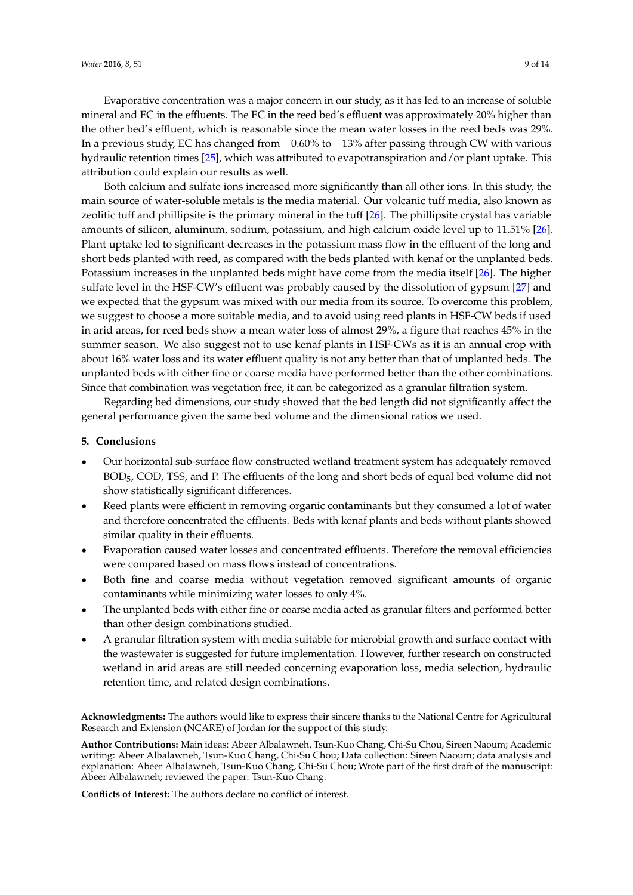Evaporative concentration was a major concern in our study, as it has led to an increase of soluble mineral and EC in the effluents. The EC in the reed bed's effluent was approximately 20% higher than the other bed's effluent, which is reasonable since the mean water losses in the reed beds was 29%. In a previous study, EC has changed from −0.60% to −13% after passing through CW with various hydraulic retention times [25], which was attributed to evapotranspiration and/or plant uptake. This attribution could explain our results as well.

Both calcium and sulfate ions increased more significantly than all other ions. In this study, the main source of water-soluble metals is the media material. Our volcanic tuff media, also known as zeolitic tuff and phillipsite is the primary mineral in the tuff [26]. The phillipsite crystal has variable amounts of silicon, aluminum, sodium, potassium, and high calcium oxide level up to 11.51% [26]. Plant uptake led to significant decreases in the potassium mass flow in the effluent of the long and short beds planted with reed, as compared with the beds planted with kenaf or the unplanted beds. Potassium increases in the unplanted beds might have come from the media itself [26]. The higher sulfate level in the HSF-CW's effluent was probably caused by the dissolution of gypsum [27] and we expected that the gypsum was mixed with our media from its source. To overcome this problem, we suggest to choose a more suitable media, and to avoid using reed plants in HSF-CW beds if used in arid areas, for reed beds show a mean water loss of almost 29%, a figure that reaches 45% in the summer season. We also suggest not to use kenaf plants in HSF-CWs as it is an annual crop with about 16% water loss and its water effluent quality is not any better than that of unplanted beds. The unplanted beds with either fine or coarse media have performed better than the other combinations. Since that combination was vegetation free, it can be categorized as a granular filtration system.

Regarding bed dimensions, our study showed that the bed length did not significantly affect the general performance given the same bed volume and the dimensional ratios we used.

## 5. Conclusions

- Our horizontal sub-surface flow constructed wetland treatment system has adequately removed $BOD_5$, COD, TSS, and P. The effluents of the long and short beds of equal bed volume did not show statistically significant differences.
- Reed plants were efficient in removing organic contaminants but they consumed a lot of water and therefore concentrated the effluents. Beds with kenaf plants and beds without plants showed similar quality in their effluents.
- Evaporation caused water losses and concentrated effluents. Therefore the removal efficiencies were compared based on mass flows instead of concentrations.
- Both fine and coarse media without vegetation removed significant amounts of organic contaminants while minimizing water losses to only 4%.
- The unplanted beds with either fine or coarse media acted as granular filters and performed better than other design combinations studied.
- A granular filtration system with media suitable for microbial growth and surface contact with the wastewater is suggested for future implementation. However, further research on constructed wetland in arid areas are still needed concerning evaporation loss, media selection, hydraulic retention time, and related design combinations.

**Acknowledgments:** The authors would like to express their sincere thanks to the National Centre for Agricultural Research and Extension (NCARE) of Jordan for the support of this study.

**Author Contributions:** Main ideas: Abeer Albalawneh, Tsun-Kuo Chang, Chi-Su Chou, Sireen Naoum; Academic writing: Abeer Albalawneh, Tsun-Kuo Chang, Chi-Su Chou; Data collection: Sireen Naoum; data analysis and explanation: Abeer Albalawneh, Tsun-Kuo Chang, Chi-Su Chou; Wrote part of the first draft of the manuscript: Abeer Albalawneh; reviewed the paper: Tsun-Kuo Chang.

**Conflicts of Interest:** The authors declare no conflict of interest.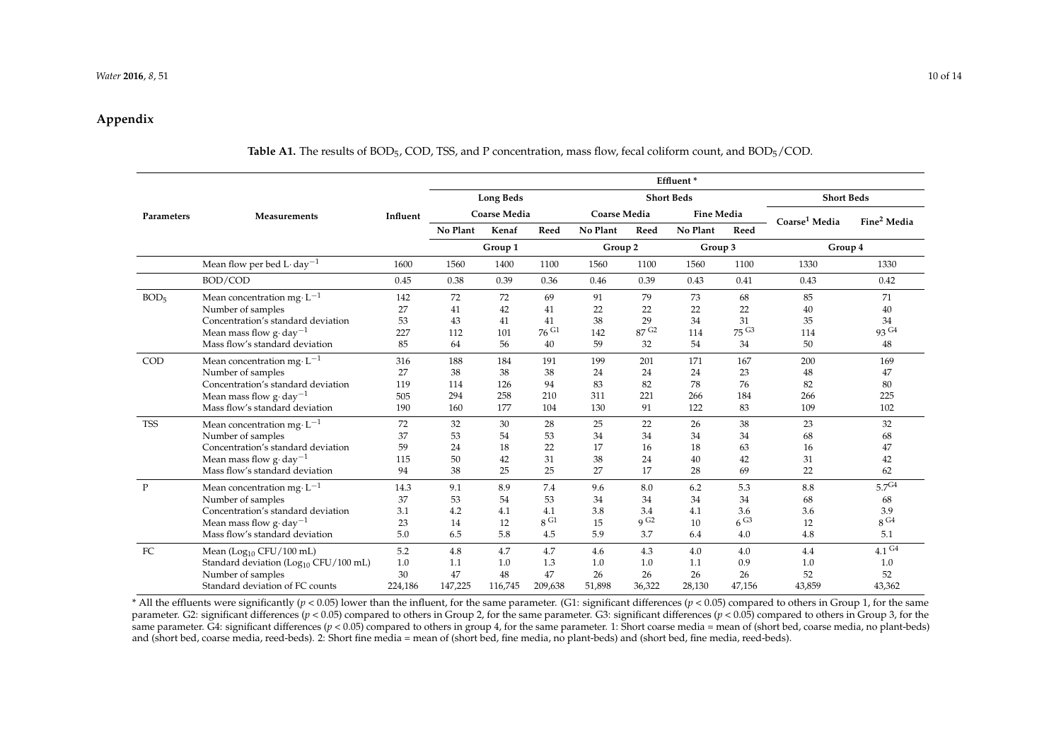## Appendix

**Table A1.** The results of $BOD_5$, COD, TSS, and P concentration, mass flow, fecal coliform count, and $BOD_5$/COD.

| Parameters | Measurements | Influent | Effluent * | | | | | | | | |
|---|---|---|---|---|---|---|---|---|---|---|---|
| | | | Long Beds | | | Short Beds | | | | Short Beds | |
| | | | Coarse Media | | | Coarse Media | | Fine Media | | Coarse[1] Media | Fine[2] Media |
| | | | No Plant | Kenaf | Reed | No Plant | Reed | No Plant | Reed | | |
| | | | Group 1 | | | Group 2 | | Group 3 | | Group 4 | |
| | Mean flow per bed $L \cdot day^{-1}$ | 1600 | 1560 | 1400 | 1100 | 1560 | 1100 | 1560 | 1100 | 1330 | 1330 |
| | BOD/COD | 0.45 | 0.38 | 0.39 | 0.36 | 0.46 | 0.39 | 0.43 | 0.41 | 0.43 | 0.42 |
| $BOD_5$ | Mean concentration $mg \cdot L^{-1}$ | 142 | 72 | 72 | 69 | 91 | 79 | 73 | 68 | 85 | 71 |
| | Number of samples | 27 | 41 | 42 | 41 | 22 | 22 | 22 | 22 | 40 | 40 |
| | Concentration's standard deviation | 53 | 43 | 41 | 41 | 38 | 29 | 34 | 31 | 35 | 34 |
| | Mean mass flow $g \cdot day^{-1}$ | 227 | 112 | 101 | 76 [G1] | 142 | 87 [G2] | 114 | 75 [G3] | 114 | 93 [G4] |
| | Mass flow's standard deviation | 85 | 64 | 56 | 40 | 59 | 32 | 54 | 34 | 50 | 48 |
| COD | Mean concentration $mg \cdot L^{-1}$ | 316 | 188 | 184 | 191 | 199 | 201 | 171 | 167 | 200 | 169 |
| | Number of samples | 27 | 38 | 38 | 38 | 24 | 24 | 24 | 23 | 48 | 47 |
| | Concentration's standard deviation | 119 | 114 | 126 | 94 | 83 | 82 | 78 | 76 | 82 | 80 |
| | Mean mass flow $g \cdot day^{-1}$ | 505 | 294 | 258 | 210 | 311 | 221 | 266 | 184 | 266 | 225 |
| | Mass flow's standard deviation | 190 | 160 | 177 | 104 | 130 | 91 | 122 | 83 | 109 | 102 |
| TSS | Mean concentration $mg \cdot L^{-1}$ | 72 | 32 | 30 | 28 | 25 | 22 | 26 | 38 | 23 | 32 |
| | Number of samples | 37 | 53 | 54 | 53 | 34 | 34 | 34 | 34 | 68 | 68 |
| | Concentration's standard deviation | 59 | 24 | 18 | 22 | 17 | 16 | 18 | 63 | 16 | 47 |
| | Mean mass flow $g \cdot day^{-1}$ | 115 | 50 | 42 | 31 | 38 | 24 | 40 | 42 | 31 | 42 |
| | Mass flow's standard deviation | 94 | 38 | 25 | 25 | 27 | 17 | 28 | 69 | 22 | 62 |
| P | Mean concentration $mg \cdot L^{-1}$ | 14.3 | 9.1 | 8.9 | 7.4 | 9.6 | 8.0 | 6.2 | 5.3 | 8.8 | 5.7 [G4] |
| | Number of samples | 37 | 53 | 54 | 53 | 34 | 34 | 34 | 34 | 68 | 68 |
| | Concentration's standard deviation | 3.1 | 4.2 | 4.1 | 4.1 | 3.8 | 3.4 | 4.1 | 3.6 | 3.6 | 3.9 |
| | Mean mass flow $g \cdot day^{-1}$ | 23 | 14 | 12 | 8 [G1] | 15 | 9 [G2] | 10 | 6 [G3] | 12 | 8 [G4] |
| | Mass flow's standard deviation | 5.0 | 6.5 | 5.8 | 4.5 | 5.9 | 3.7 | 6.4 | 4.0 | 4.8 | 5.1 |
| FC | Mean ($Log_{10}$ CFU/100 mL) | 5.2 | 4.8 | 4.7 | 4.7 | 4.6 | 4.3 | 4.0 | 4.0 | 4.4 | 4.1 [G4] |
| | Standard deviation ($Log_{10}$ CFU/100 mL) | 1.0 | 1.1 | 1.0 | 1.3 | 1.0 | 1.0 | 1.1 | 0.9 | 1.0 | 1.0 |
| | Number of samples | 30 | 47 | 48 | 47 | 26 | 26 | 26 | 26 | 52 | 52 |
| | Standard deviation of FC counts | 224,186 | 147,225 | 116,745 | 209,638 | 51,898 | 36,322 | 28,130 | 47,156 | 43,859 | 43,362 |

\* All the effluents were significantly ($p < 0.05$) lower than the influent, for the same parameter. (G1: significant differences ($p < 0.05$) compared to others in Group 1, for the same parameter. G2: significant differences ($p < 0.05$) compared to others in Group 2, for the same parameter. G3: significant differences ($p < 0.05$) compared to others in Group 3, for the same parameter. G4: significant differences ($p < 0.05$) compared to others in group 4, for the same parameter. 1: Short coarse media = mean of (short bed, coarse media, no plant-beds) and (short bed, coarse media, reed-beds). 2: Short fine media = mean of (short bed, fine media, no plant-beds) and (short bed, fine media, reed-beds).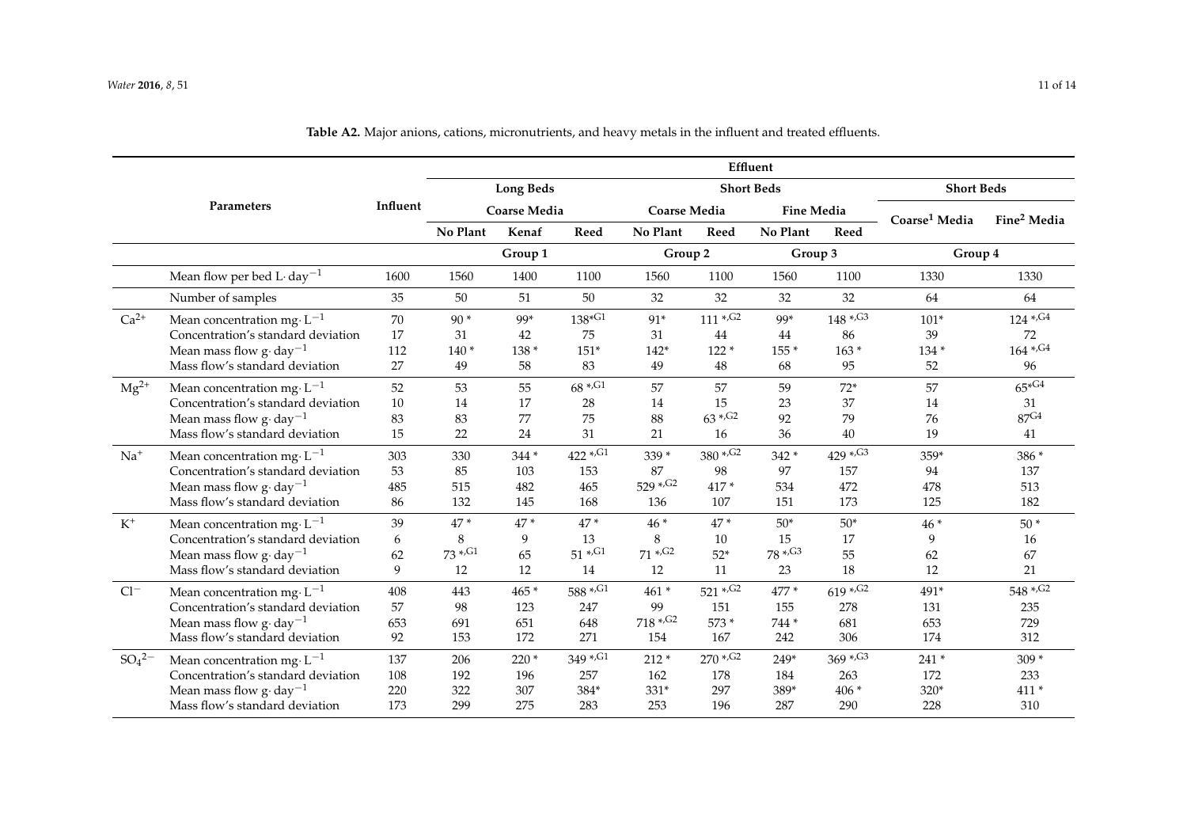**Table A2.** Major anions, cations, micronutrients, and heavy metals in the influent and treated effluents.

| | Parameters | Influent | Effluent | | | | | | | | |
|---|---|---|---|---|---|---|---|---|---|---|---|
| | | | Long Beds | | | Short Beds | | | | Short Beds | |
| | | | Coarse Media | | | Coarse Media | | Fine Media | | Coarse[1] Media | Fine[2] Media |
| | | | No Plant | Kenaf | Reed | No Plant | Reed | No Plant | Reed | | |
| | | | Group 1 | | | Group 2 | | Group 3 | | Group 4 | |
| | Mean flow per bed $L \cdot day^{-1}$ | 1600 | 1560 | 1400 | 1100 | 1560 | 1100 | 1560 | 1100 | 1330 | 1330 |
| | Number of samples | 35 | 50 | 51 | 50 | 32 | 32 | 32 | 32 | 64 | 64 |
| $Ca^{2+}$ | Mean concentration $mg \cdot L^{-1}$ | 70 | 90 * | 99* | 138*,G1 | 91* | 111 *,G2 | 99* | 148 *,G3 | 101* | 124 *,G4 |
| | Concentration's standard deviation | 17 | 31 | 42 | 75 | 31 | 44 | 44 | 86 | 39 | 72 |
| | Mean mass flow $g \cdot day^{-1}$ | 112 | 140 * | 138 * | 151* | 142* | 122 * | 155 * | 163 * | 134 * | 164 *,G4 |
| | Mass flow's standard deviation | 27 | 49 | 58 | 83 | 49 | 48 | 68 | 95 | 52 | 96 |
| $Mg^{2+}$ | Mean concentration $mg \cdot L^{-1}$ | 52 | 53 | 55 | 68 *,G1 | 57 | 57 | 59 | 72* | 57 | 65*,G4 |
| | Concentration's standard deviation | 10 | 14 | 17 | 28 | 14 | 15 | 23 | 37 | 14 | 31 |
| | Mean mass flow $g \cdot day^{-1}$ | 83 | 83 | 77 | 75 | 88 | 63 *,G2 | 92 | 79 | 76 | 87G4 |
| | Mass flow's standard deviation | 15 | 22 | 24 | 31 | 21 | 16 | 36 | 40 | 19 | 41 |
| $Na^{+}$ | Mean concentration $mg \cdot L^{-1}$ | 303 | 330 | 344 * | 422 *,G1 | 339 * | 380 *,G2 | 342 * | 429 *,G3 | 359* | 386 * |
| | Concentration's standard deviation | 53 | 85 | 103 | 153 | 87 | 98 | 97 | 157 | 94 | 137 |
| | Mean mass flow $g \cdot day^{-1}$ | 485 | 515 | 482 | 465 | 529 *,G2 | 417 * | 534 | 472 | 478 | 513 |
| | Mass flow's standard deviation | 86 | 132 | 145 | 168 | 136 | 107 | 151 | 173 | 125 | 182 |
| $K^{+}$ | Mean concentration $mg \cdot L^{-1}$ | 39 | 47 * | 47 * | 47 * | 46 * | 47 * | 50* | 50* | 46 * | 50 * |
| | Concentration's standard deviation | 6 | 8 | 9 | 13 | 8 | 10 | 15 | 17 | 9 | 16 |
| | Mean mass flow $g \cdot day^{-1}$ | 62 | 73 *,G1 | 65 | 51 *,G1 | 71 *,G2 | 52* | 78 *,G3 | 55 | 62 | 67 |
| | Mass flow's standard deviation | 9 | 12 | 12 | 14 | 12 | 11 | 23 | 18 | 12 | 21 |
| $Cl^{-}$ | Mean concentration $mg \cdot L^{-1}$ | 408 | 443 | 465 * | 588 *,G1 | 461 * | 521 *,G2 | 477 * | 619 *,G2 | 491* | 548 *,G2 |
| | Concentration's standard deviation | 57 | 98 | 123 | 247 | 99 | 151 | 155 | 278 | 131 | 235 |
| | Mean mass flow $g \cdot day^{-1}$ | 653 | 691 | 651 | 648 | 718 *,G2 | 573 * | 744 * | 681 | 653 | 729 |
| | Mass flow's standard deviation | 92 | 153 | 172 | 271 | 154 | 167 | 242 | 306 | 174 | 312 |
| $SO_4^{2-}$ | Mean concentration $mg \cdot L^{-1}$ | 137 | 206 | 220 * | 349 *,G1 | 212 * | 270 *,G2 | 249* | 369 *,G3 | 241 * | 309 * |
| | Concentration's standard deviation | 108 | 192 | 196 | 257 | 162 | 178 | 184 | 263 | 172 | 233 |
| | Mean mass flow $g \cdot day^{-1}$ | 220 | 322 | 307 | 384* | 331* | 297 | 389* | 406 * | 320* | 411 * |
| | Mass flow's standard deviation | 173 | 299 | 275 | 283 | 253 | 196 | 287 | 290 | 228 | 310 |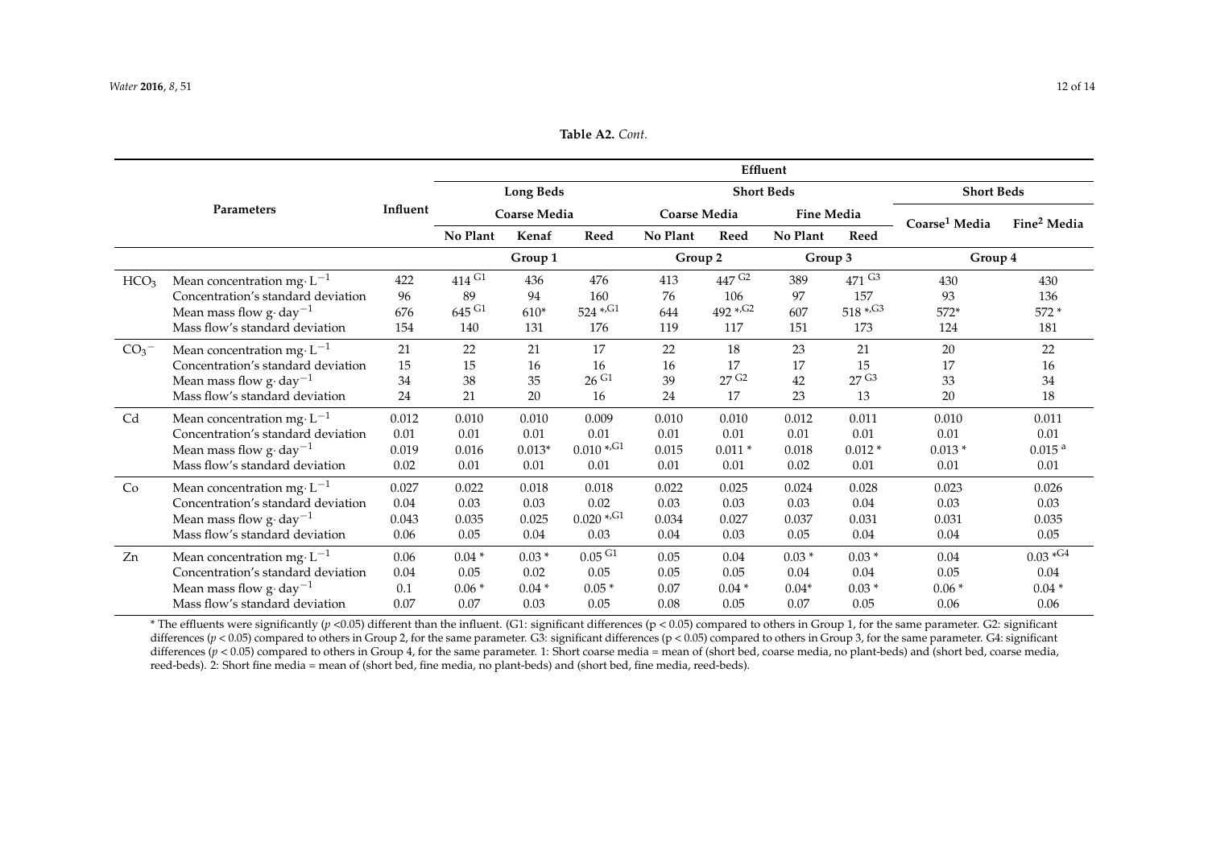**Table A2.** *Cont.*

| Parameters | | Influent | Effluent | | | | | | | | |
|---|---|---|---|---|---|---|---|---|---|---|---|
| | | | Long Beds | | | Short Beds | | | | Short Beds | |
| | | | Coarse Media | | | Coarse Media | | Fine Media | | Coarse[1] Media | Fine[2] Media |
| | | | No Plant | Kenaf | Reed | No Plant | Reed | No Plant | Reed | | |
| | | | Group 1 | | | Group 2 | | Group 3 | | Group 4 | |
| $HCO_3$ | Mean concentration mg·$L^{-1}$ | 422 | 414 [G1] | 436 | 476 | 413 | 447 [G2] | 389 | 471 [G3] | 430 | 430 |
| | Concentration's standard deviation | 96 | 89 | 94 | 160 | 76 | 106 | 97 | 157 | 93 | 136 |
| | Mean mass flow g·$day^{-1}$ | 676 | 645 [G1] | 610* | 524 *,[G1] | 644 | 492 *,[G2] | 607 | 518 *,[G3] | 572* | 572 * |
| | Mass flow's standard deviation | 154 | 140 | 131 | 176 | 119 | 117 | 151 | 173 | 124 | 181 |
| $CO_3^-$ | Mean concentration mg·$L^{-1}$ | 21 | 22 | 21 | 17 | 22 | 18 | 23 | 21 | 20 | 22 |
| | Concentration's standard deviation | 15 | 15 | 16 | 16 | 16 | 17 | 17 | 15 | 17 | 16 |
| | Mean mass flow g·$day^{-1}$ | 34 | 38 | 35 | 26 [G1] | 39 | 27 [G2] | 42 | 27 [G3] | 33 | 34 |
| | Mass flow's standard deviation | 24 | 21 | 20 | 16 | 24 | 17 | 23 | 13 | 20 | 18 |
| Cd | Mean concentration mg·$L^{-1}$ | 0.012 | 0.010 | 0.010 | 0.009 | 0.010 | 0.010 | 0.012 | 0.011 | 0.010 | 0.011 |
| | Concentration's standard deviation | 0.01 | 0.01 | 0.01 | 0.01 | 0.01 | 0.01 | 0.01 | 0.01 | 0.01 | 0.01 |
| | Mean mass flow g·$day^{-1}$ | 0.019 | 0.016 | 0.013* | 0.010 *,[G1] | 0.015 | 0.011 * | 0.018 | 0.012 * | 0.013 * | 0.015 [a] |
| | Mass flow's standard deviation | 0.02 | 0.01 | 0.01 | 0.01 | 0.01 | 0.01 | 0.02 | 0.01 | 0.01 | 0.01 |
| Co | Mean concentration mg·$L^{-1}$ | 0.027 | 0.022 | 0.018 | 0.018 | 0.022 | 0.025 | 0.024 | 0.028 | 0.023 | 0.026 |
| | Concentration's standard deviation | 0.04 | 0.03 | 0.03 | 0.02 | 0.03 | 0.03 | 0.03 | 0.04 | 0.03 | 0.03 |
| | Mean mass flow g·$day^{-1}$ | 0.043 | 0.035 | 0.025 | 0.020 *,[G1] | 0.034 | 0.027 | 0.037 | 0.031 | 0.031 | 0.035 |
| | Mass flow's standard deviation | 0.06 | 0.05 | 0.04 | 0.03 | 0.04 | 0.03 | 0.05 | 0.04 | 0.04 | 0.05 |
| Zn | Mean concentration mg·$L^{-1}$ | 0.06 | 0.04 * | 0.03 * | 0.05 [G1] | 0.05 | 0.04 | 0.03 * | 0.03 * | 0.04 | 0.03 *[G4] |
| | Concentration's standard deviation | 0.04 | 0.05 | 0.02 | 0.05 | 0.05 | 0.05 | 0.04 | 0.04 | 0.05 | 0.04 |
| | Mean mass flow g·$day^{-1}$ | 0.1 | 0.06 * | 0.04 * | 0.05 * | 0.07 | 0.04 * | 0.04* | 0.03 * | 0.06 * | 0.04 * |
| | Mass flow's standard deviation | 0.07 | 0.07 | 0.03 | 0.05 | 0.08 | 0.05 | 0.07 | 0.05 | 0.06 | 0.06 |

* The effluents were significantly ($p$ <0.05) different than the influent. (G1: significant differences ($p < 0.05$) compared to others in Group 1, for the same parameter. G2: significant differences ($p < 0.05$) compared to others in Group 2, for the same parameter. G3: significant differences ($p < 0.05$) compared to others in Group 3, for the same parameter. G4: significant differences ($p < 0.05$) compared to others in Group 4, for the same parameter. 1: Short coarse media = mean of (short bed, coarse media, no plant-beds) and (short bed, coarse media, reed-beds). 2: Short fine media = mean of (short bed, fine media, no plant-beds) and (short bed, fine media, reed-beds).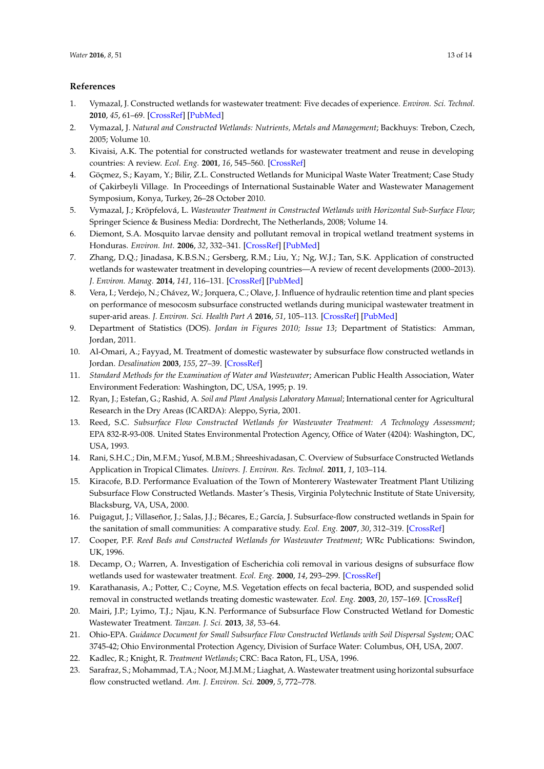## References

1. Vymazal, J. Constructed wetlands for wastewater treatment: Five decades of experience. *Environ. Sci. Technol.* **2010**, *45*, 61–69. [CrossRef] [PubMed]
2. Vymazal, J. *Natural and Constructed Wetlands: Nutrients, Metals and Management*; Backhuys: Trebon, Czech, 2005; Volume 10.
3. Kivaisi, A.K. The potential for constructed wetlands for wastewater treatment and reuse in developing countries: A review. *Ecol. Eng.* **2001**, *16*, 545–560. [CrossRef]
4. Göçmez, S.; Kayam, Y.; Bilir, Z.L. Constructed Wetlands for Municipal Waste Water Treatment; Case Study of Çakirbeyli Village. In Proceedings of International Sustainable Water and Wastewater Management Symposium, Konya, Turkey, 26–28 October 2010.
5. Vymazal, J.; Kröpfelová, L. *Wastewater Treatment in Constructed Wetlands with Horizontal Sub-Surface Flow*; Springer Science & Business Media: Dordrecht, The Netherlands, 2008; Volume 14.
6. Diemont, S.A. Mosquito larvae density and pollutant removal in tropical wetland treatment systems in Honduras. *Environ. Int.* **2006**, *32*, 332–341. [CrossRef] [PubMed]
7. Zhang, D.Q.; Jinadasa, K.B.S.N.; Gersberg, R.M.; Liu, Y.; Ng, W.J.; Tan, S.K. Application of constructed wetlands for wastewater treatment in developing countries—A review of recent developments (2000–2013). *J. Environ. Manag.* **2014**, *141*, 116–131. [CrossRef] [PubMed]
8. Vera, I.; Verdejo, N.; Chávez, W.; Jorquera, C.; Olave, J. Influence of hydraulic retention time and plant species on performance of mesocosm subsurface constructed wetlands during municipal wastewater treatment in super-arid areas. *J. Environ. Sci. Health Part A* **2016**, *51*, 105–113. [CrossRef] [PubMed]
9. Department of Statistics (DOS). *Jordan in Figures 2010; Issue 13*; Department of Statistics: Amman, Jordan, 2011.
10. Al-Omari, A.; Fayyad, M. Treatment of domestic wastewater by subsurface flow constructed wetlands in Jordan. *Desalination* **2003**, *155*, 27–39. [CrossRef]
11. *Standard Methods for the Examination of Water and Wastewater*; American Public Health Association, Water Environment Federation: Washington, DC, USA, 1995; p. 19.
12. Ryan, J.; Estefan, G.; Rashid, A. *Soil and Plant Analysis Laboratory Manual*; International center for Agricultural Research in the Dry Areas (ICARDA): Aleppo, Syria, 2001.
13. Reed, S.C. *Subsurface Flow Constructed Wetlands for Wastewater Treatment: A Technology Assessment*; EPA 832-R-93-008. United States Environmental Protection Agency, Office of Water (4204): Washington, DC, USA, 1993.
14. Rani, S.H.C.; Din, M.F.M.; Yusof, M.B.M.; Shreeshivadasan, C. Overview of Subsurface Constructed Wetlands Application in Tropical Climates. *Univers. J. Environ. Res. Technol.* **2011**, *1*, 103–114.
15. Kiracofe, B.D. Performance Evaluation of the Town of Monterery Wastewater Treatment Plant Utilizing Subsurface Flow Constructed Wetlands. Master's Thesis, Virginia Polytechnic Institute of State University, Blacksburg, VA, USA, 2000.
16. Puigagut, J.; Villaseñor, J.; Salas, J.J.; Bécares, E.; García, J. Subsurface-flow constructed wetlands in Spain for the sanitation of small communities: A comparative study. *Ecol. Eng.* **2007**, *30*, 312–319. [CrossRef]
17. Cooper, P.F. *Reed Beds and Constructed Wetlands for Wastewater Treatment*; WRc Publications: Swindon, UK, 1996.
18. Decamp, O.; Warren, A. Investigation of Escherichia coli removal in various designs of subsurface flow wetlands used for wastewater treatment. *Ecol. Eng.* **2000**, *14*, 293–299. [CrossRef]
19. Karathanasis, A.; Potter, C.; Coyne, M.S. Vegetation effects on fecal bacteria, BOD, and suspended solid removal in constructed wetlands treating domestic wastewater. *Ecol. Eng.* **2003**, *20*, 157–169. [CrossRef]
20. Mairi, J.P.; Lyimo, T.J.; Njau, K.N. Performance of Subsurface Flow Constructed Wetland for Domestic Wastewater Treatment. *Tanzan. J. Sci.* **2013**, *38*, 53–64.
21. Ohio-EPA. *Guidance Document for Small Subsurface Flow Constructed Wetlands with Soil Dispersal System*; OAC 3745-42; Ohio Environmental Protection Agency, Division of Surface Water: Columbus, OH, USA, 2007.
22. Kadlec, R.; Knight, R. *Treatment Wetlands*; CRC: Baca Raton, FL, USA, 1996.
23. Sarafraz, S.; Mohammad, T.A.; Noor, M.J.M.M.; Liaghat, A. Wastewater treatment using horizontal subsurface flow constructed wetland. *Am. J. Environ. Sci.* **2009**, *5*, 772–778.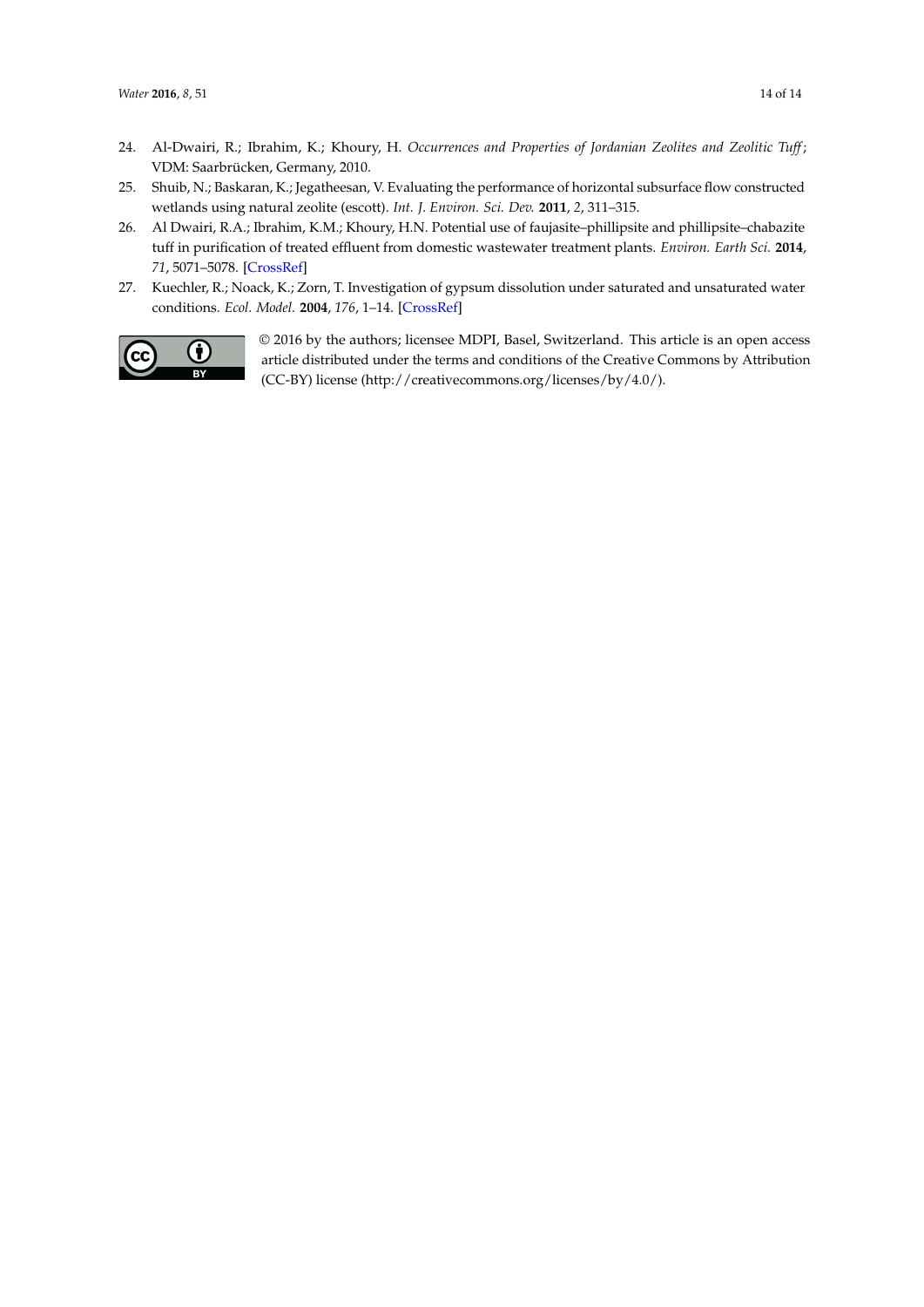24. Al-Dwairi, R.; Ibrahim, K.; Khoury, H. *Occurrences and Properties of Jordanian Zeolites and Zeolitic Tuff*; VDM: Saarbrücken, Germany, 2010.
25. Shuib, N.; Baskaran, K.; Jegatheesan, V. Evaluating the performance of horizontal subsurface flow constructed wetlands using natural zeolite (escott). *Int. J. Environ. Sci. Dev.* **2011**, *2*, 311–315.
26. Al Dwairi, R.A.; Ibrahim, K.M.; Khoury, H.N. Potential use of faujasite–phillipsite and phillipsite–chabazite tuff in purification of treated effluent from domestic wastewater treatment plants. *Environ. Earth Sci.* **2014**, *71*, 5071–5078. [CrossRef]
27. Kuechler, R.; Noack, K.; Zorn, T. Investigation of gypsum dissolution under saturated and unsaturated water conditions. *Ecol. Model.* **2004**, *176*, 1–14. [CrossRef]

© 2016 by the authors; licensee MDPI, Basel, Switzerland. This article is an open access article distributed under the terms and conditions of the Creative Commons by Attribution (CC-BY) license (http://creativecommons.org/licenses/by/4.0/).